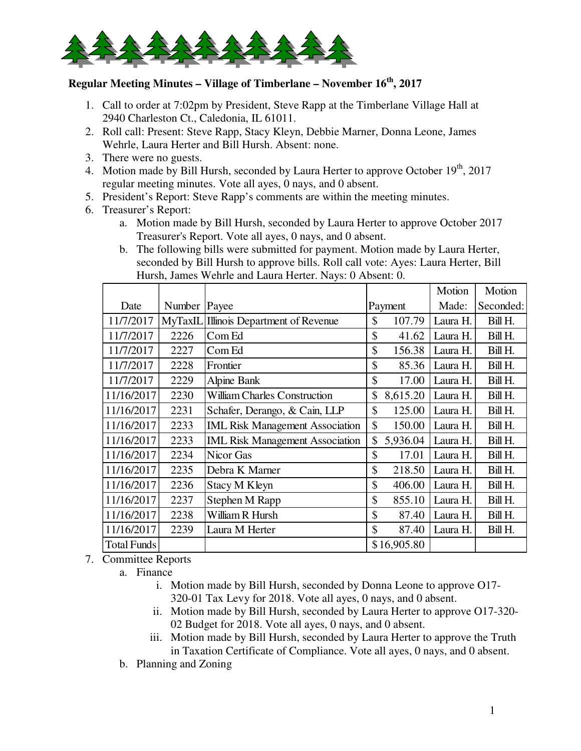## Regular Meeting Minutes – Village of Timberlane – November 16th, 2017

1. Call to order at 7:02pm by President, Steve Rapp at the Timberlane Village Hall at 2940 Charleston Ct., Caledonia, IL 61011.
2. Roll call: Present: Steve Rapp, Stacy Kleyn, Debbie Marner, Donna Leone, James Wehrle, Laura Herter and Bill Hursh. Absent: none.
3. There were no guests.
4. Motion made by Bill Hursh, seconded by Laura Herter to approve October 19th, 2017 regular meeting minutes. Vote all ayes, 0 nays, and 0 absent.
5. President's Report: Steve Rapp's comments are within the meeting minutes.
6. Treasurer's Report:
   a. Motion made by Bill Hursh, seconded by Laura Herter to approve October 2017 Treasurer's Report. Vote all ayes, 0 nays, and 0 absent.
   b. The following bills were submitted for payment. Motion made by Laura Herter, seconded by Bill Hursh to approve bills. Roll call vote: Ayes: Laura Herter, Bill Hursh, James Wehrle and Laura Herter. Nays: 0 Absent: 0.

| Date | Number | Payee | Payment | Motion Made: | Motion Seconded: |
|---|---|---|---|---|---|
| 11/7/2017 | MyTaxIL | Illinois Department of Revenue | $ 107.79 | Laura H. | Bill H. |
| 11/7/2017 | 2226 | Com Ed | $ 41.62 | Laura H. | Bill H. |
| 11/7/2017 | 2227 | Com Ed | $ 156.38 | Laura H. | Bill H. |
| 11/7/2017 | 2228 | Frontier | $ 85.36 | Laura H. | Bill H. |
| 11/7/2017 | 2229 | Alpine Bank | $ 17.00 | Laura H. | Bill H. |
| 11/16/2017 | 2230 | William Charles Construction | $ 8,615.20 | Laura H. | Bill H. |
| 11/16/2017 | 2231 | Schafer, Derango, & Cain, LLP | $ 125.00 | Laura H. | Bill H. |
| 11/16/2017 | 2233 | IML Risk Management Association | $ 150.00 | Laura H. | Bill H. |
| 11/16/2017 | 2233 | IML Risk Management Association | $ 5,936.04 | Laura H. | Bill H. |
| 11/16/2017 | 2234 | Nicor Gas | $ 17.01 | Laura H. | Bill H. |
| 11/16/2017 | 2235 | Debra K Marner | $ 218.50 | Laura H. | Bill H. |
| 11/16/2017 | 2236 | Stacy M Kleyn | $ 406.00 | Laura H. | Bill H. |
| 11/16/2017 | 2237 | Stephen M Rapp | $ 855.10 | Laura H. | Bill H. |
| 11/16/2017 | 2238 | William R Hursh | $ 87.40 | Laura H. | Bill H. |
| 11/16/2017 | 2239 | Laura M Herter | $ 87.40 | Laura H. | Bill H. |
| Total Funds | | | $16,905.80 | | |

7. Committee Reports
   a. Finance
      i. Motion made by Bill Hursh, seconded by Donna Leone to approve O17-320-01 Tax Levy for 2018. Vote all ayes, 0 nays, and 0 absent.
      ii. Motion made by Bill Hursh, seconded by Laura Herter to approve O17-320-02 Budget for 2018. Vote all ayes, 0 nays, and 0 absent.
      iii. Motion made by Bill Hursh, seconded by Laura Herter to approve the Truth in Taxation Certificate of Compliance. Vote all ayes, 0 nays, and 0 absent.
   b. Planning and Zoning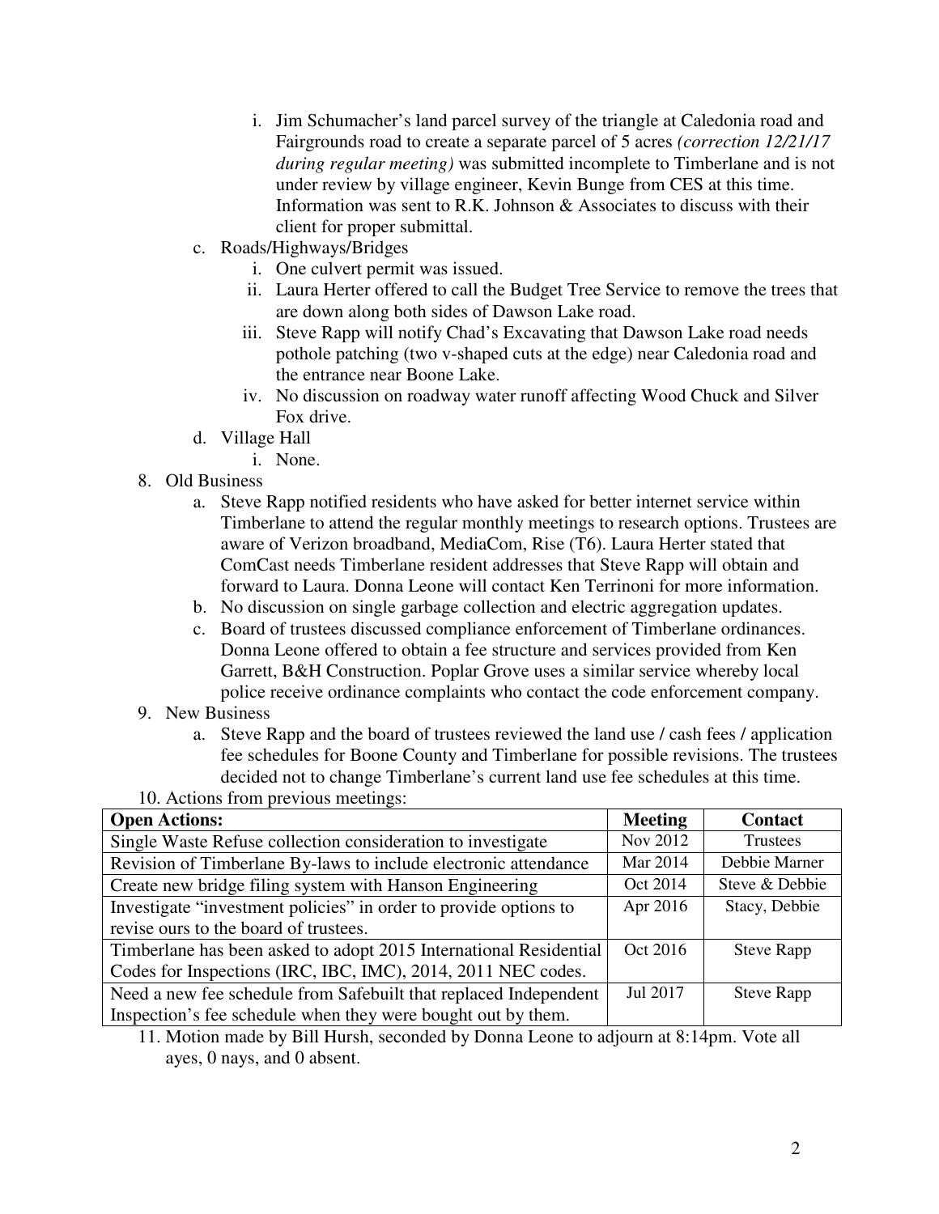i. Jim Schumacher's land parcel survey of the triangle at Caledonia road and Fairgrounds road to create a separate parcel of 5 acres *(correction 12/21/17 during regular meeting)* was submitted incomplete to Timberlane and is not under review by village engineer, Kevin Bunge from CES at this time. Information was sent to R.K. Johnson & Associates to discuss with their client for proper submittal.

c. Roads/Highways/Bridges
   i. One culvert permit was issued.
   ii. Laura Herter offered to call the Budget Tree Service to remove the trees that are down along both sides of Dawson Lake road.
   iii. Steve Rapp will notify Chad's Excavating that Dawson Lake road needs pothole patching (two v-shaped cuts at the edge) near Caledonia road and the entrance near Boone Lake.
   iv. No discussion on roadway water runoff affecting Wood Chuck and Silver Fox drive.

d. Village Hall
   i. None.

8. Old Business
   a. Steve Rapp notified residents who have asked for better internet service within Timberlane to attend the regular monthly meetings to research options. Trustees are aware of Verizon broadband, MediaCom, Rise (T6). Laura Herter stated that ComCast needs Timberlane resident addresses that Steve Rapp will obtain and forward to Laura. Donna Leone will contact Ken Terrinoni for more information.
   b. No discussion on single garbage collection and electric aggregation updates.
   c. Board of trustees discussed compliance enforcement of Timberlane ordinances. Donna Leone offered to obtain a fee structure and services provided from Ken Garrett, B&H Construction. Poplar Grove uses a similar service whereby local police receive ordinance complaints who contact the code enforcement company.

9. New Business
   a. Steve Rapp and the board of trustees reviewed the land use / cash fees / application fee schedules for Boone County and Timberlane for possible revisions. The trustees decided not to change Timberlane's current land use fee schedules at this time.

10. Actions from previous meetings:

| **Open Actions:** | **Meeting** | **Contact** |
|---|---|---|
| Single Waste Refuse collection consideration to investigate | Nov 2012 | Trustees |
| Revision of Timberlane By-laws to include electronic attendance | Mar 2014 | Debbie Marner |
| Create new bridge filing system with Hanson Engineering | Oct 2014 | Steve & Debbie |
| Investigate "investment policies" in order to provide options to revise ours to the board of trustees. | Apr 2016 | Stacy, Debbie |
| Timberlane has been asked to adopt 2015 International Residential Codes for Inspections (IRC, IBC, IMC), 2014, 2011 NEC codes. | Oct 2016 | Steve Rapp |
| Need a new fee schedule from Safebuilt that replaced Independent Inspection's fee schedule when they were bought out by them. | Jul 2017 | Steve Rapp |

11. Motion made by Bill Hursh, seconded by Donna Leone to adjourn at 8:14pm. Vote all ayes, 0 nays, and 0 absent.